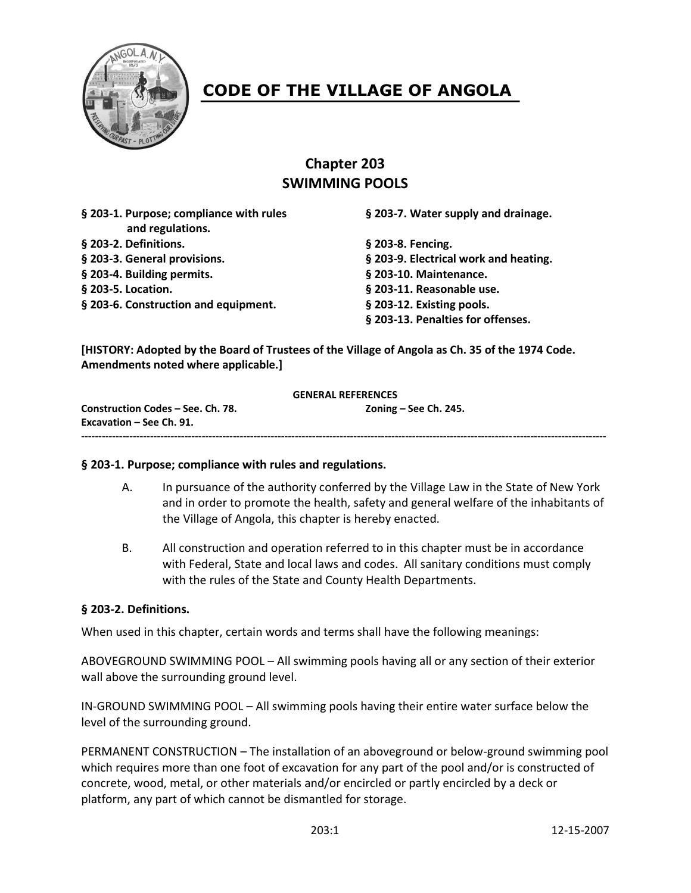# CODE OF THE VILLAGE OF ANGOLA

## Chapter 203
## SWIMMING POOLS

**§ 203-1. Purpose; compliance with rules and regulations.**
**§ 203-2. Definitions.**
**§ 203-3. General provisions.**
**§ 203-4. Building permits.**
**§ 203-5. Location.**
**§ 203-6. Construction and equipment.**
**§ 203-7. Water supply and drainage.**
**§ 203-8. Fencing.**
**§ 203-9. Electrical work and heating.**
**§ 203-10. Maintenance.**
**§ 203-11. Reasonable use.**
**§ 203-12. Existing pools.**
**§ 203-13. Penalties for offenses.**

**[HISTORY: Adopted by the Board of Trustees of the Village of Angola as Ch. 35 of the 1974 Code. Amendments noted where applicable.]**

**GENERAL REFERENCES**

**Construction Codes – See. Ch. 78.**
**Zoning – See Ch. 245.**
**Excavation – See Ch. 91.**

---

### § 203-1. Purpose; compliance with rules and regulations.

A. In pursuance of the authority conferred by the Village Law in the State of New York and in order to promote the health, safety and general welfare of the inhabitants of the Village of Angola, this chapter is hereby enacted.

B. All construction and operation referred to in this chapter must be in accordance with Federal, State and local laws and codes. All sanitary conditions must comply with the rules of the State and County Health Departments.

### § 203-2. Definitions.

When used in this chapter, certain words and terms shall have the following meanings:

ABOVEGROUND SWIMMING POOL – All swimming pools having all or any section of their exterior wall above the surrounding ground level.

IN-GROUND SWIMMING POOL – All swimming pools having their entire water surface below the level of the surrounding ground.

PERMANENT CONSTRUCTION – The installation of an aboveground or below-ground swimming pool which requires more than one foot of excavation for any part of the pool and/or is constructed of concrete, wood, metal, or other materials and/or encircled or partly encircled by a deck or platform, any part of which cannot be dismantled for storage.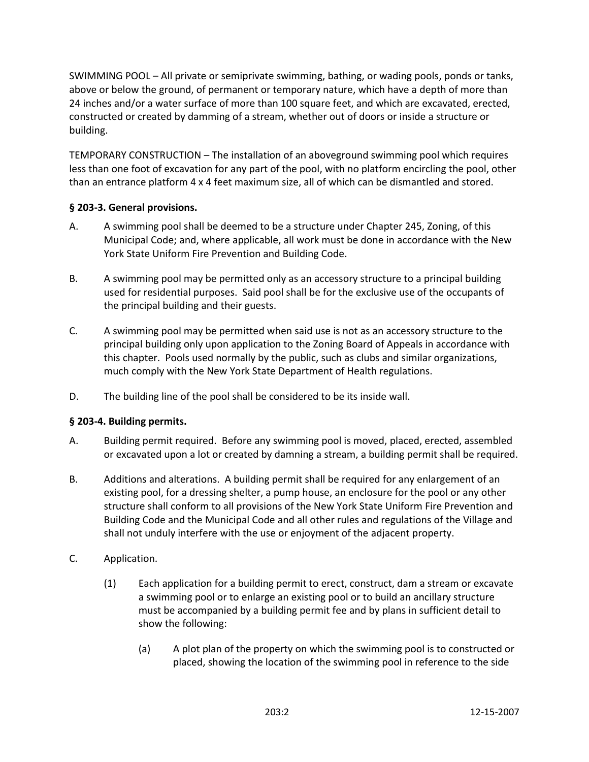SWIMMING POOL – All private or semiprivate swimming, bathing, or wading pools, ponds or tanks, above or below the ground, of permanent or temporary nature, which have a depth of more than 24 inches and/or a water surface of more than 100 square feet, and which are excavated, erected, constructed or created by damming of a stream, whether out of doors or inside a structure or building.

TEMPORARY CONSTRUCTION – The installation of an aboveground swimming pool which requires less than one foot of excavation for any part of the pool, with no platform encircling the pool, other than an entrance platform 4 x 4 feet maximum size, all of which can be dismantled and stored.

### § 203-3. General provisions.

A. A swimming pool shall be deemed to be a structure under Chapter 245, Zoning, of this Municipal Code; and, where applicable, all work must be done in accordance with the New York State Uniform Fire Prevention and Building Code.

B. A swimming pool may be permitted only as an accessory structure to a principal building used for residential purposes. Said pool shall be for the exclusive use of the occupants of the principal building and their guests.

C. A swimming pool may be permitted when said use is not as an accessory structure to the principal building only upon application to the Zoning Board of Appeals in accordance with this chapter. Pools used normally by the public, such as clubs and similar organizations, much comply with the New York State Department of Health regulations.

D. The building line of the pool shall be considered to be its inside wall.

### § 203-4. Building permits.

A. Building permit required. Before any swimming pool is moved, placed, erected, assembled or excavated upon a lot or created by damning a stream, a building permit shall be required.

B. Additions and alterations. A building permit shall be required for any enlargement of an existing pool, for a dressing shelter, a pump house, an enclosure for the pool or any other structure shall conform to all provisions of the New York State Uniform Fire Prevention and Building Code and the Municipal Code and all other rules and regulations of the Village and shall not unduly interfere with the use or enjoyment of the adjacent property.

C. Application.

   (1) Each application for a building permit to erect, construct, dam a stream or excavate a swimming pool or to enlarge an existing pool or to build an ancillary structure must be accompanied by a building permit fee and by plans in sufficient detail to show the following:

      (a) A plot plan of the property on which the swimming pool is to constructed or placed, showing the location of the swimming pool in reference to the side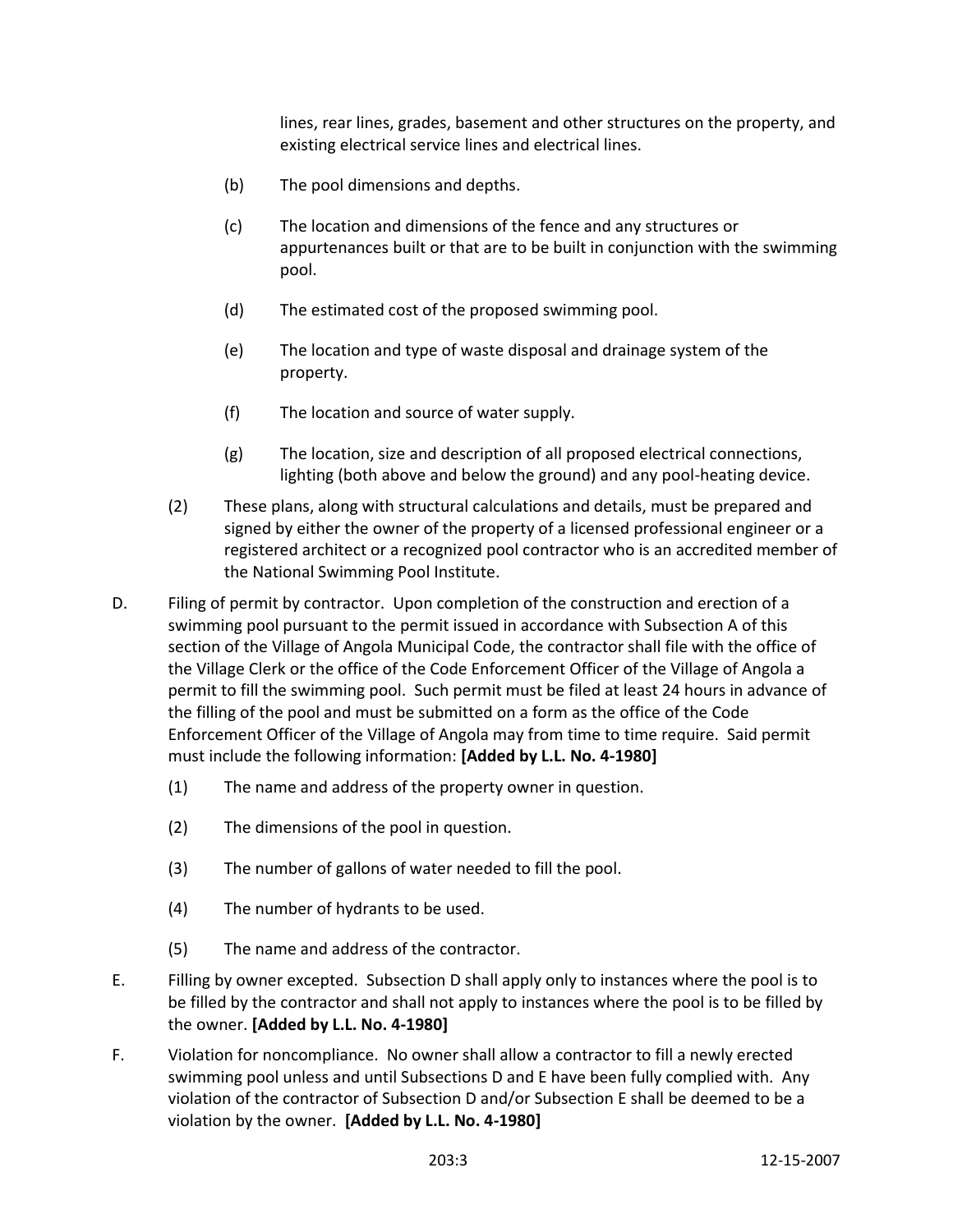lines, rear lines, grades, basement and other structures on the property, and existing electrical service lines and electrical lines.

(b) The pool dimensions and depths.

(c) The location and dimensions of the fence and any structures or appurtenances built or that are to be built in conjunction with the swimming pool.

(d) The estimated cost of the proposed swimming pool.

(e) The location and type of waste disposal and drainage system of the property.

(f) The location and source of water supply.

(g) The location, size and description of all proposed electrical connections, lighting (both above and below the ground) and any pool-heating device.

(2) These plans, along with structural calculations and details, must be prepared and signed by either the owner of the property of a licensed professional engineer or a registered architect or a recognized pool contractor who is an accredited member of the National Swimming Pool Institute.

D. Filing of permit by contractor. Upon completion of the construction and erection of a swimming pool pursuant to the permit issued in accordance with Subsection A of this section of the Village of Angola Municipal Code, the contractor shall file with the office of the Village Clerk or the office of the Code Enforcement Officer of the Village of Angola a permit to fill the swimming pool. Such permit must be filed at least 24 hours in advance of the filling of the pool and must be submitted on a form as the office of the Code Enforcement Officer of the Village of Angola may from time to time require. Said permit must include the following information: **[Added by L.L. No. 4-1980]**

(1) The name and address of the property owner in question.

(2) The dimensions of the pool in question.

(3) The number of gallons of water needed to fill the pool.

(4) The number of hydrants to be used.

(5) The name and address of the contractor.

E. Filling by owner excepted. Subsection D shall apply only to instances where the pool is to be filled by the contractor and shall not apply to instances where the pool is to be filled by the owner. **[Added by L.L. No. 4-1980]**

F. Violation for noncompliance. No owner shall allow a contractor to fill a newly erected swimming pool unless and until Subsections D and E have been fully complied with. Any violation of the contractor of Subsection D and/or Subsection E shall be deemed to be a violation by the owner. **[Added by L.L. No. 4-1980]**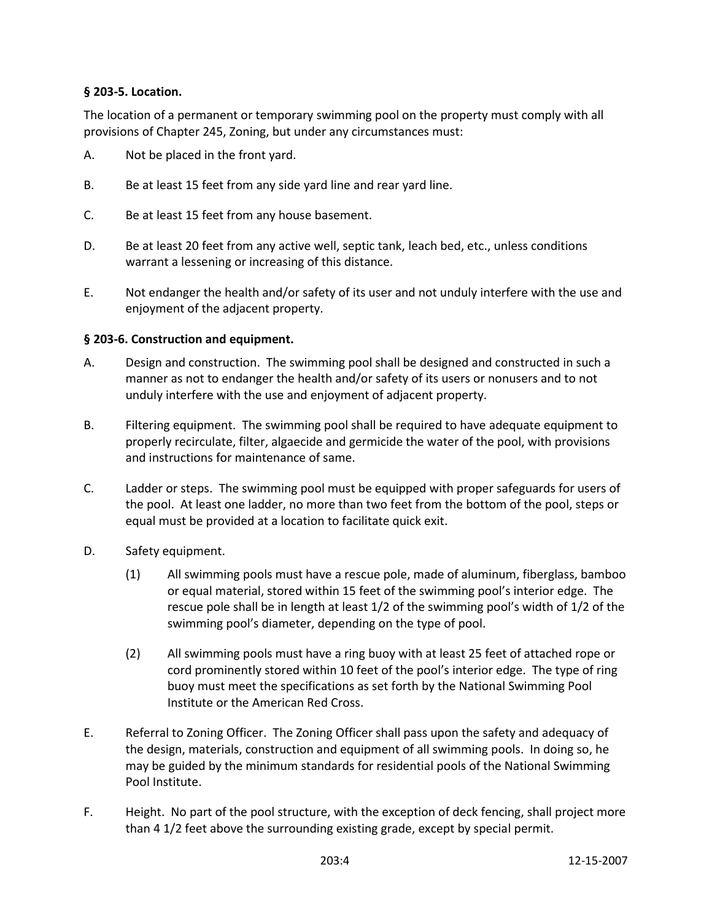**§ 203-5. Location.**

The location of a permanent or temporary swimming pool on the property must comply with all provisions of Chapter 245, Zoning, but under any circumstances must:

A. Not be placed in the front yard.

B. Be at least 15 feet from any side yard line and rear yard line.

C. Be at least 15 feet from any house basement.

D. Be at least 20 feet from any active well, septic tank, leach bed, etc., unless conditions warrant a lessening or increasing of this distance.

E. Not endanger the health and/or safety of its user and not unduly interfere with the use and enjoyment of the adjacent property.

**§ 203-6. Construction and equipment.**

A. Design and construction. The swimming pool shall be designed and constructed in such a manner as not to endanger the health and/or safety of its users or nonusers and to not unduly interfere with the use and enjoyment of adjacent property.

B. Filtering equipment. The swimming pool shall be required to have adequate equipment to properly recirculate, filter, algaecide and germicide the water of the pool, with provisions and instructions for maintenance of same.

C. Ladder or steps. The swimming pool must be equipped with proper safeguards for users of the pool. At least one ladder, no more than two feet from the bottom of the pool, steps or equal must be provided at a location to facilitate quick exit.

D. Safety equipment.

   (1) All swimming pools must have a rescue pole, made of aluminum, fiberglass, bamboo or equal material, stored within 15 feet of the swimming pool's interior edge. The rescue pole shall be in length at least 1/2 of the swimming pool's width of 1/2 of the swimming pool's diameter, depending on the type of pool.

   (2) All swimming pools must have a ring buoy with at least 25 feet of attached rope or cord prominently stored within 10 feet of the pool's interior edge. The type of ring buoy must meet the specifications as set forth by the National Swimming Pool Institute or the American Red Cross.

E. Referral to Zoning Officer. The Zoning Officer shall pass upon the safety and adequacy of the design, materials, construction and equipment of all swimming pools. In doing so, he may be guided by the minimum standards for residential pools of the National Swimming Pool Institute.

F. Height. No part of the pool structure, with the exception of deck fencing, shall project more than 4 1/2 feet above the surrounding existing grade, except by special permit.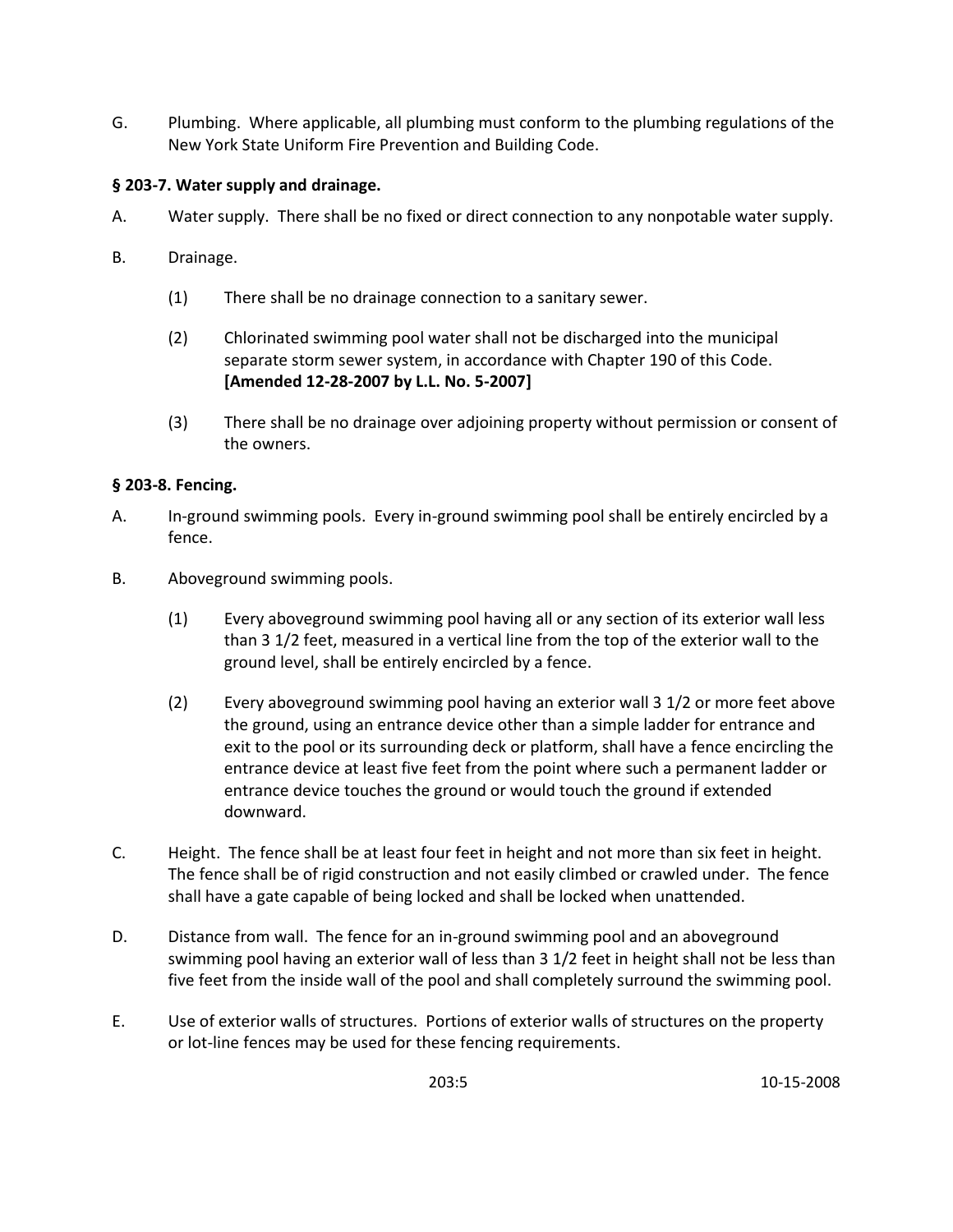G. Plumbing. Where applicable, all plumbing must conform to the plumbing regulations of the New York State Uniform Fire Prevention and Building Code.

### § 203-7. Water supply and drainage.

A. Water supply. There shall be no fixed or direct connection to any nonpotable water supply.

B. Drainage.

(1) There shall be no drainage connection to a sanitary sewer.

(2) Chlorinated swimming pool water shall not be discharged into the municipal separate storm sewer system, in accordance with Chapter 190 of this Code. **[Amended 12-28-2007 by L.L. No. 5-2007]**

(3) There shall be no drainage over adjoining property without permission or consent of the owners.

### § 203-8. Fencing.

A. In-ground swimming pools. Every in-ground swimming pool shall be entirely encircled by a fence.

B. Aboveground swimming pools.

(1) Every aboveground swimming pool having all or any section of its exterior wall less than 3 1/2 feet, measured in a vertical line from the top of the exterior wall to the ground level, shall be entirely encircled by a fence.

(2) Every aboveground swimming pool having an exterior wall 3 1/2 or more feet above the ground, using an entrance device other than a simple ladder for entrance and exit to the pool or its surrounding deck or platform, shall have a fence encircling the entrance device at least five feet from the point where such a permanent ladder or entrance device touches the ground or would touch the ground if extended downward.

C. Height. The fence shall be at least four feet in height and not more than six feet in height. The fence shall be of rigid construction and not easily climbed or crawled under. The fence shall have a gate capable of being locked and shall be locked when unattended.

D. Distance from wall. The fence for an in-ground swimming pool and an aboveground swimming pool having an exterior wall of less than 3 1/2 feet in height shall not be less than five feet from the inside wall of the pool and shall completely surround the swimming pool.

E. Use of exterior walls of structures. Portions of exterior walls of structures on the property or lot-line fences may be used for these fencing requirements.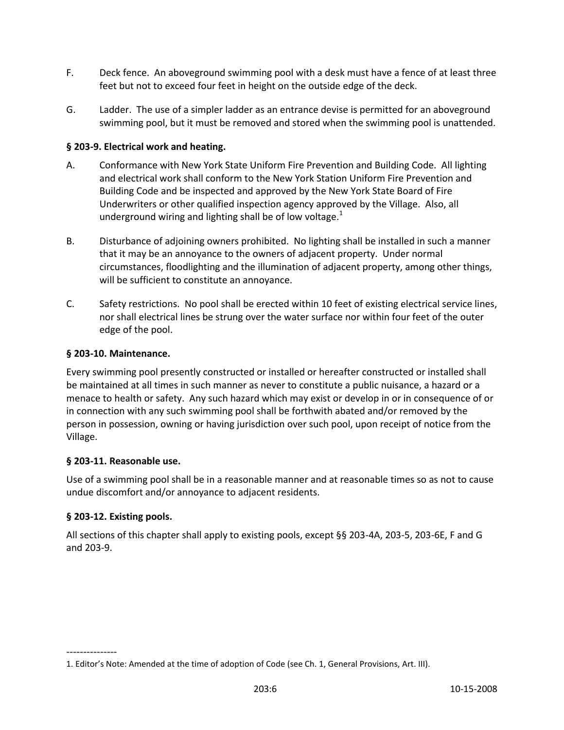F. Deck fence. An aboveground swimming pool with a desk must have a fence of at least three feet but not to exceed four feet in height on the outside edge of the deck.

G. Ladder. The use of a simpler ladder as an entrance devise is permitted for an aboveground swimming pool, but it must be removed and stored when the swimming pool is unattended.

### § 203-9. Electrical work and heating.

A. Conformance with New York State Uniform Fire Prevention and Building Code. All lighting and electrical work shall conform to the New York Station Uniform Fire Prevention and Building Code and be inspected and approved by the New York State Board of Fire Underwriters or other qualified inspection agency approved by the Village. Also, all underground wiring and lighting shall be of low voltage.[1]

B. Disturbance of adjoining owners prohibited. No lighting shall be installed in such a manner that it may be an annoyance to the owners of adjacent property. Under normal circumstances, floodlighting and the illumination of adjacent property, among other things, will be sufficient to constitute an annoyance.

C. Safety restrictions. No pool shall be erected within 10 feet of existing electrical service lines, nor shall electrical lines be strung over the water surface nor within four feet of the outer edge of the pool.

### § 203-10. Maintenance.

Every swimming pool presently constructed or installed or hereafter constructed or installed shall be maintained at all times in such manner as never to constitute a public nuisance, a hazard or a menace to health or safety. Any such hazard which may exist or develop in or in consequence of or in connection with any such swimming pool shall be forthwith abated and/or removed by the person in possession, owning or having jurisdiction over such pool, upon receipt of notice from the Village.

### § 203-11. Reasonable use.

Use of a swimming pool shall be in a reasonable manner and at reasonable times so as not to cause undue discomfort and/or annoyance to adjacent residents.

### § 203-12. Existing pools.

All sections of this chapter shall apply to existing pools, except §§ 203-4A, 203-5, 203-6E, F and G and 203-9.

---------------

1. Editor's Note: Amended at the time of adoption of Code (see Ch. 1, General Provisions, Art. III).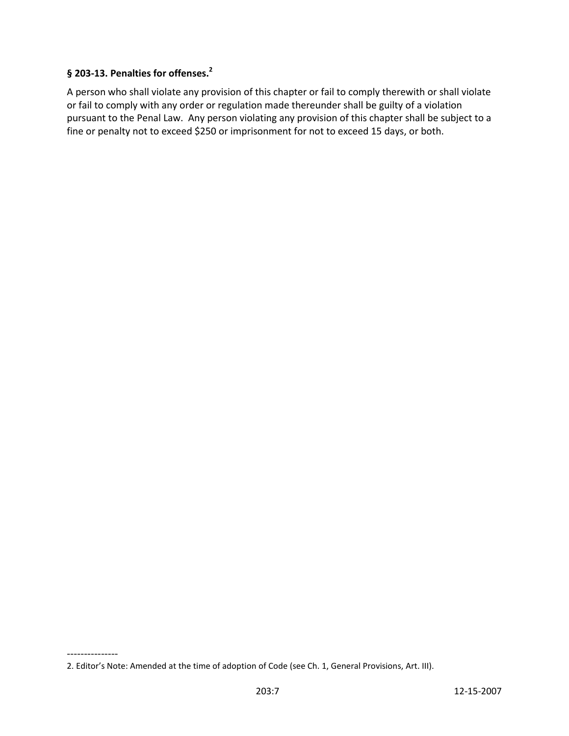### § 203-13. Penalties for offenses.[2]

A person who shall violate any provision of this chapter or fail to comply therewith or shall violate or fail to comply with any order or regulation made thereunder shall be guilty of a violation pursuant to the Penal Law. Any person violating any provision of this chapter shall be subject to a fine or penalty not to exceed $250 or imprisonment for not to exceed 15 days, or both.

---------------

2. Editor's Note: Amended at the time of adoption of Code (see Ch. 1, General Provisions, Art. III).